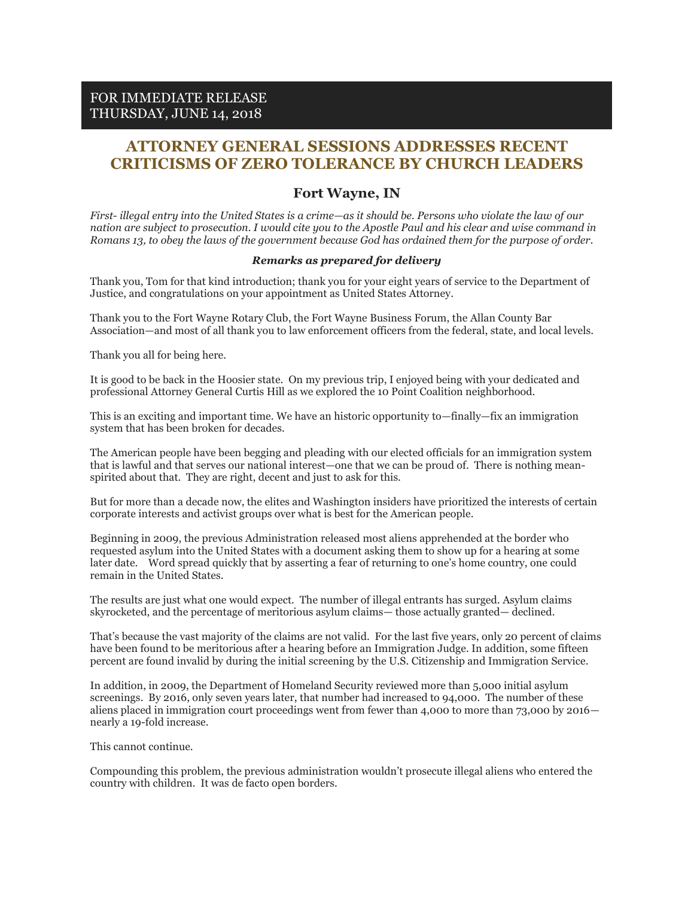FOR IMMEDIATE RELEASE
THURSDAY, JUNE 14, 2018

# ATTORNEY GENERAL SESSIONS ADDRESSES RECENT CRITICISMS OF ZERO TOLERANCE BY CHURCH LEADERS

## Fort Wayne, IN

*First- illegal entry into the United States is a crime—as it should be. Persons who violate the law of our nation are subject to prosecution. I would cite you to the Apostle Paul and his clear and wise command in Romans 13, to obey the laws of the government because God has ordained them for the purpose of order.*

***Remarks as prepared for delivery***

Thank you, Tom for that kind introduction; thank you for your eight years of service to the Department of Justice, and congratulations on your appointment as United States Attorney.

Thank you to the Fort Wayne Rotary Club, the Fort Wayne Business Forum, the Allan County Bar Association—and most of all thank you to law enforcement officers from the federal, state, and local levels.

Thank you all for being here.

It is good to be back in the Hoosier state. On my previous trip, I enjoyed being with your dedicated and professional Attorney General Curtis Hill as we explored the 10 Point Coalition neighborhood.

This is an exciting and important time. We have an historic opportunity to—finally—fix an immigration system that has been broken for decades.

The American people have been begging and pleading with our elected officials for an immigration system that is lawful and that serves our national interest—one that we can be proud of. There is nothing mean-spirited about that. They are right, decent and just to ask for this.

But for more than a decade now, the elites and Washington insiders have prioritized the interests of certain corporate interests and activist groups over what is best for the American people.

Beginning in 2009, the previous Administration released most aliens apprehended at the border who requested asylum into the United States with a document asking them to show up for a hearing at some later date. Word spread quickly that by asserting a fear of returning to one's home country, one could remain in the United States.

The results are just what one would expect. The number of illegal entrants has surged. Asylum claims skyrocketed, and the percentage of meritorious asylum claims— those actually granted— declined.

That's because the vast majority of the claims are not valid. For the last five years, only 20 percent of claims have been found to be meritorious after a hearing before an Immigration Judge. In addition, some fifteen percent are found invalid by during the initial screening by the U.S. Citizenship and Immigration Service.

In addition, in 2009, the Department of Homeland Security reviewed more than 5,000 initial asylum screenings. By 2016, only seven years later, that number had increased to 94,000. The number of these aliens placed in immigration court proceedings went from fewer than 4,000 to more than 73,000 by 2016—nearly a 19-fold increase.

This cannot continue.

Compounding this problem, the previous administration wouldn't prosecute illegal aliens who entered the country with children. It was de facto open borders.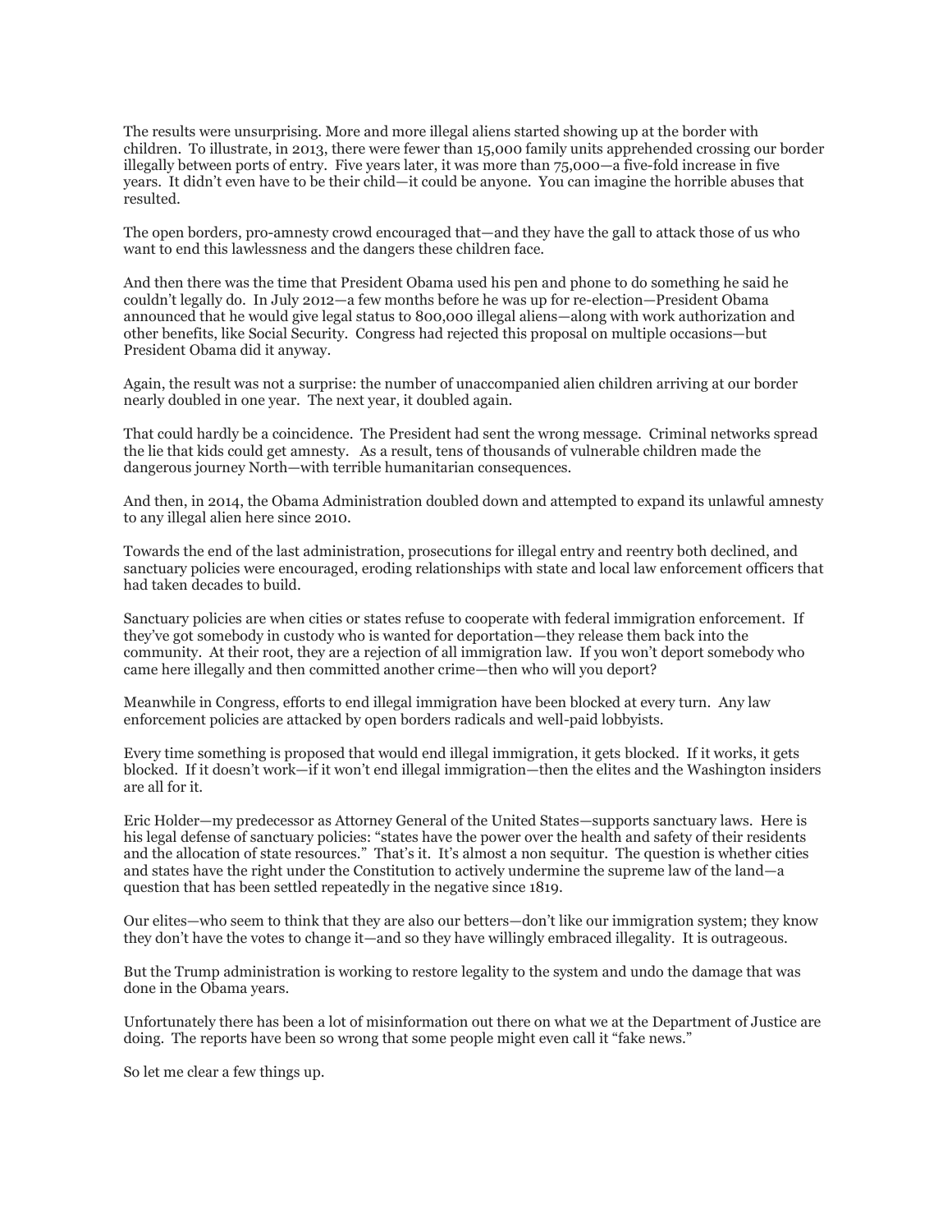The results were unsurprising. More and more illegal aliens started showing up at the border with children. To illustrate, in 2013, there were fewer than 15,000 family units apprehended crossing our border illegally between ports of entry. Five years later, it was more than 75,000—a five-fold increase in five years. It didn't even have to be their child—it could be anyone. You can imagine the horrible abuses that resulted.

The open borders, pro-amnesty crowd encouraged that—and they have the gall to attack those of us who want to end this lawlessness and the dangers these children face.

And then there was the time that President Obama used his pen and phone to do something he said he couldn't legally do. In July 2012—a few months before he was up for re-election—President Obama announced that he would give legal status to 800,000 illegal aliens—along with work authorization and other benefits, like Social Security. Congress had rejected this proposal on multiple occasions—but President Obama did it anyway.

Again, the result was not a surprise: the number of unaccompanied alien children arriving at our border nearly doubled in one year. The next year, it doubled again.

That could hardly be a coincidence. The President had sent the wrong message. Criminal networks spread the lie that kids could get amnesty. As a result, tens of thousands of vulnerable children made the dangerous journey North—with terrible humanitarian consequences.

And then, in 2014, the Obama Administration doubled down and attempted to expand its unlawful amnesty to any illegal alien here since 2010.

Towards the end of the last administration, prosecutions for illegal entry and reentry both declined, and sanctuary policies were encouraged, eroding relationships with state and local law enforcement officers that had taken decades to build.

Sanctuary policies are when cities or states refuse to cooperate with federal immigration enforcement. If they've got somebody in custody who is wanted for deportation—they release them back into the community. At their root, they are a rejection of all immigration law. If you won't deport somebody who came here illegally and then committed another crime—then who will you deport?

Meanwhile in Congress, efforts to end illegal immigration have been blocked at every turn. Any law enforcement policies are attacked by open borders radicals and well-paid lobbyists.

Every time something is proposed that would end illegal immigration, it gets blocked. If it works, it gets blocked. If it doesn't work—if it won't end illegal immigration—then the elites and the Washington insiders are all for it.

Eric Holder—my predecessor as Attorney General of the United States—supports sanctuary laws. Here is his legal defense of sanctuary policies: "states have the power over the health and safety of their residents and the allocation of state resources." That's it. It's almost a non sequitur. The question is whether cities and states have the right under the Constitution to actively undermine the supreme law of the land—a question that has been settled repeatedly in the negative since 1819.

Our elites—who seem to think that they are also our betters—don't like our immigration system; they know they don't have the votes to change it—and so they have willingly embraced illegality. It is outrageous.

But the Trump administration is working to restore legality to the system and undo the damage that was done in the Obama years.

Unfortunately there has been a lot of misinformation out there on what we at the Department of Justice are doing. The reports have been so wrong that some people might even call it "fake news."

So let me clear a few things up.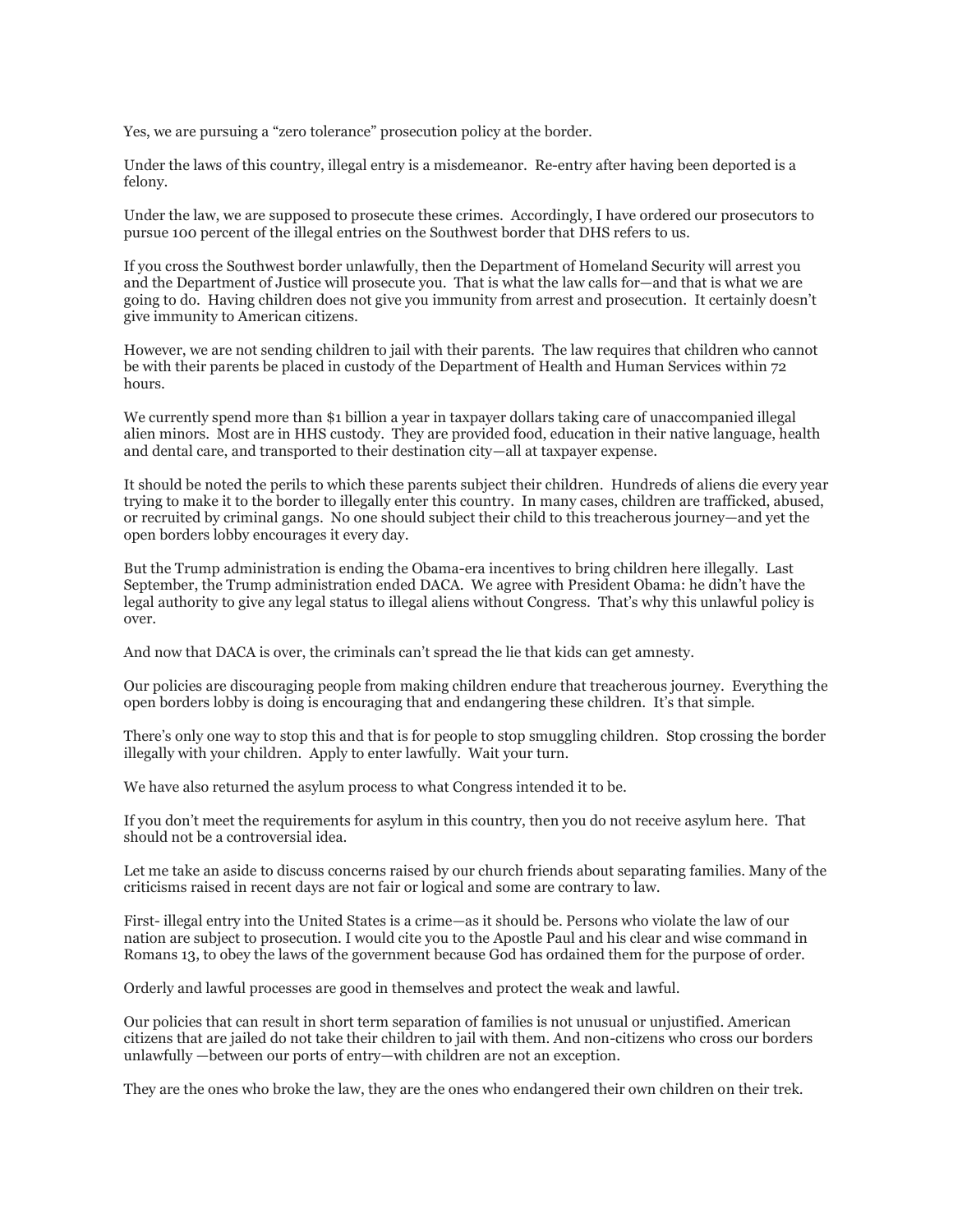Yes, we are pursuing a "zero tolerance" prosecution policy at the border.

Under the laws of this country, illegal entry is a misdemeanor. Re-entry after having been deported is a felony.

Under the law, we are supposed to prosecute these crimes. Accordingly, I have ordered our prosecutors to pursue 100 percent of the illegal entries on the Southwest border that DHS refers to us.

If you cross the Southwest border unlawfully, then the Department of Homeland Security will arrest you and the Department of Justice will prosecute you. That is what the law calls for—and that is what we are going to do. Having children does not give you immunity from arrest and prosecution. It certainly doesn't give immunity to American citizens.

However, we are not sending children to jail with their parents. The law requires that children who cannot be with their parents be placed in custody of the Department of Health and Human Services within 72 hours.

We currently spend more than $1 billion a year in taxpayer dollars taking care of unaccompanied illegal alien minors. Most are in HHS custody. They are provided food, education in their native language, health and dental care, and transported to their destination city—all at taxpayer expense.

It should be noted the perils to which these parents subject their children. Hundreds of aliens die every year trying to make it to the border to illegally enter this country. In many cases, children are trafficked, abused, or recruited by criminal gangs. No one should subject their child to this treacherous journey—and yet the open borders lobby encourages it every day.

But the Trump administration is ending the Obama-era incentives to bring children here illegally. Last September, the Trump administration ended DACA. We agree with President Obama: he didn't have the legal authority to give any legal status to illegal aliens without Congress. That's why this unlawful policy is over.

And now that DACA is over, the criminals can't spread the lie that kids can get amnesty.

Our policies are discouraging people from making children endure that treacherous journey. Everything the open borders lobby is doing is encouraging that and endangering these children. It's that simple.

There's only one way to stop this and that is for people to stop smuggling children. Stop crossing the border illegally with your children. Apply to enter lawfully. Wait your turn.

We have also returned the asylum process to what Congress intended it to be.

If you don't meet the requirements for asylum in this country, then you do not receive asylum here. That should not be a controversial idea.

Let me take an aside to discuss concerns raised by our church friends about separating families. Many of the criticisms raised in recent days are not fair or logical and some are contrary to law.

First- illegal entry into the United States is a crime—as it should be. Persons who violate the law of our nation are subject to prosecution. I would cite you to the Apostle Paul and his clear and wise command in Romans 13, to obey the laws of the government because God has ordained them for the purpose of order.

Orderly and lawful processes are good in themselves and protect the weak and lawful.

Our policies that can result in short term separation of families is not unusual or unjustified. American citizens that are jailed do not take their children to jail with them. And non-citizens who cross our borders unlawfully —between our ports of entry—with children are not an exception.

They are the ones who broke the law, they are the ones who endangered their own children on their trek.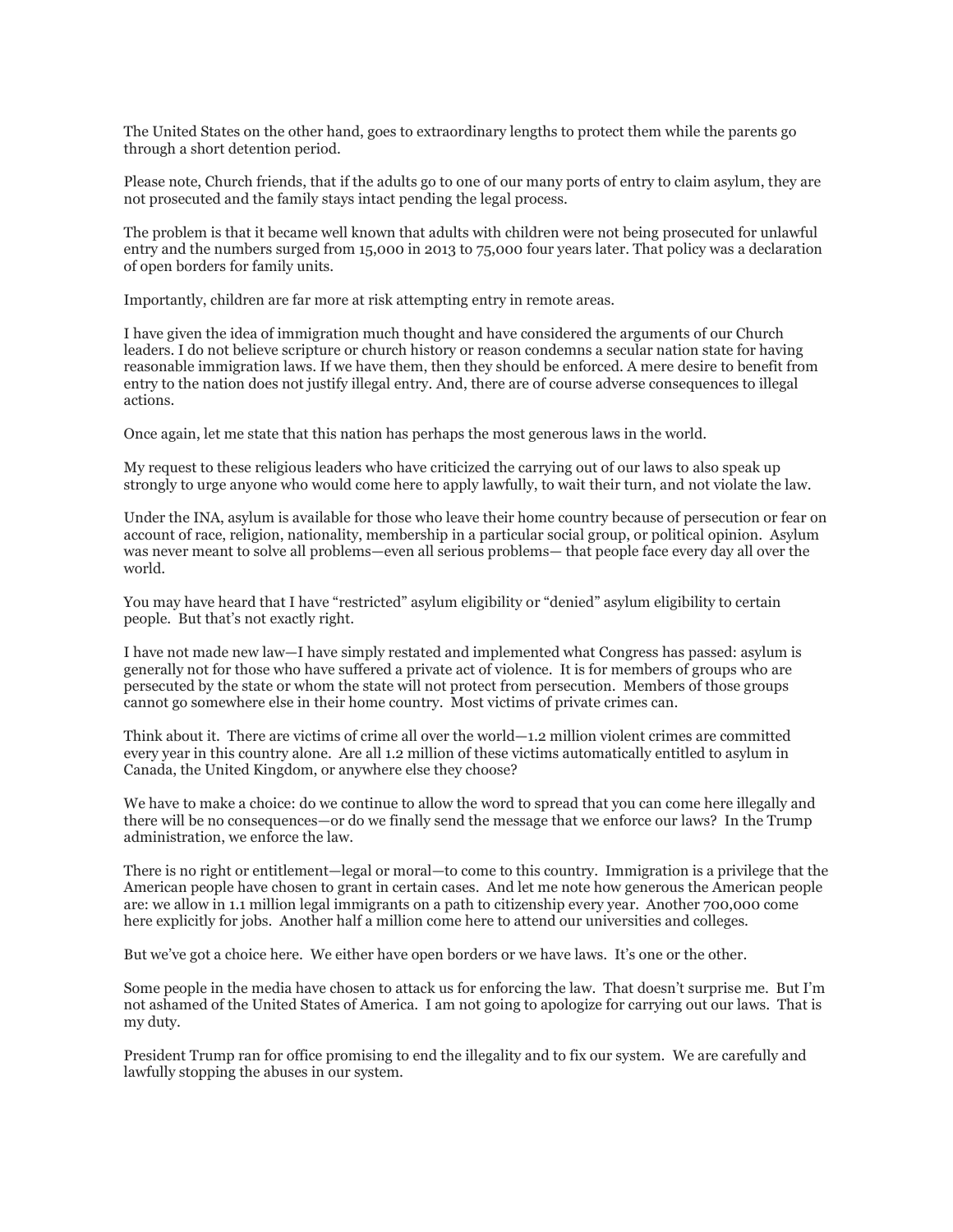The United States on the other hand, goes to extraordinary lengths to protect them while the parents go through a short detention period.

Please note, Church friends, that if the adults go to one of our many ports of entry to claim asylum, they are not prosecuted and the family stays intact pending the legal process.

The problem is that it became well known that adults with children were not being prosecuted for unlawful entry and the numbers surged from 15,000 in 2013 to 75,000 four years later. That policy was a declaration of open borders for family units.

Importantly, children are far more at risk attempting entry in remote areas.

I have given the idea of immigration much thought and have considered the arguments of our Church leaders. I do not believe scripture or church history or reason condemns a secular nation state for having reasonable immigration laws. If we have them, then they should be enforced. A mere desire to benefit from entry to the nation does not justify illegal entry. And, there are of course adverse consequences to illegal actions.

Once again, let me state that this nation has perhaps the most generous laws in the world.

My request to these religious leaders who have criticized the carrying out of our laws to also speak up strongly to urge anyone who would come here to apply lawfully, to wait their turn, and not violate the law.

Under the INA, asylum is available for those who leave their home country because of persecution or fear on account of race, religion, nationality, membership in a particular social group, or political opinion. Asylum was never meant to solve all problems—even all serious problems— that people face every day all over the world.

You may have heard that I have "restricted" asylum eligibility or "denied" asylum eligibility to certain people. But that's not exactly right.

I have not made new law—I have simply restated and implemented what Congress has passed: asylum is generally not for those who have suffered a private act of violence. It is for members of groups who are persecuted by the state or whom the state will not protect from persecution. Members of those groups cannot go somewhere else in their home country. Most victims of private crimes can.

Think about it. There are victims of crime all over the world—1.2 million violent crimes are committed every year in this country alone. Are all 1.2 million of these victims automatically entitled to asylum in Canada, the United Kingdom, or anywhere else they choose?

We have to make a choice: do we continue to allow the word to spread that you can come here illegally and there will be no consequences—or do we finally send the message that we enforce our laws? In the Trump administration, we enforce the law.

There is no right or entitlement—legal or moral—to come to this country. Immigration is a privilege that the American people have chosen to grant in certain cases. And let me note how generous the American people are: we allow in 1.1 million legal immigrants on a path to citizenship every year. Another 700,000 come here explicitly for jobs. Another half a million come here to attend our universities and colleges.

But we've got a choice here. We either have open borders or we have laws. It's one or the other.

Some people in the media have chosen to attack us for enforcing the law. That doesn't surprise me. But I'm not ashamed of the United States of America. I am not going to apologize for carrying out our laws. That is my duty.

President Trump ran for office promising to end the illegality and to fix our system. We are carefully and lawfully stopping the abuses in our system.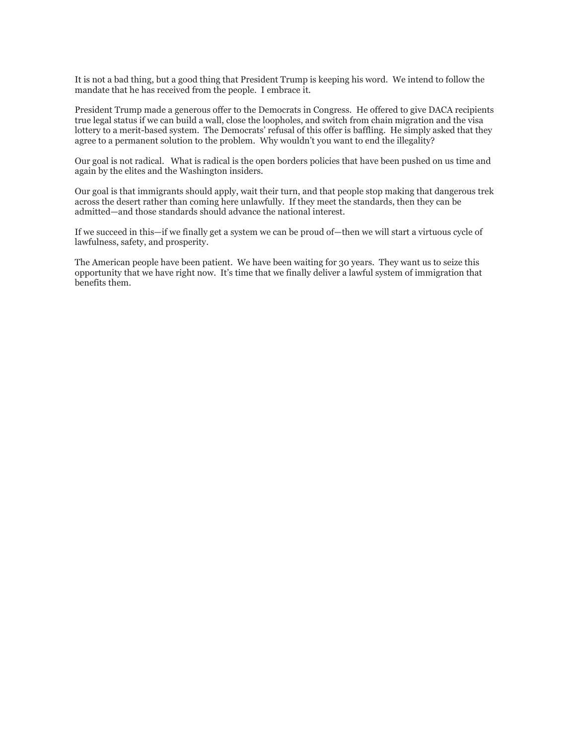It is not a bad thing, but a good thing that President Trump is keeping his word. We intend to follow the mandate that he has received from the people. I embrace it.

President Trump made a generous offer to the Democrats in Congress. He offered to give DACA recipients true legal status if we can build a wall, close the loopholes, and switch from chain migration and the visa lottery to a merit-based system. The Democrats' refusal of this offer is baffling. He simply asked that they agree to a permanent solution to the problem. Why wouldn't you want to end the illegality?

Our goal is not radical. What is radical is the open borders policies that have been pushed on us time and again by the elites and the Washington insiders.

Our goal is that immigrants should apply, wait their turn, and that people stop making that dangerous trek across the desert rather than coming here unlawfully. If they meet the standards, then they can be admitted—and those standards should advance the national interest.

If we succeed in this—if we finally get a system we can be proud of—then we will start a virtuous cycle of lawfulness, safety, and prosperity.

The American people have been patient. We have been waiting for 30 years. They want us to seize this opportunity that we have right now. It's time that we finally deliver a lawful system of immigration that benefits them.